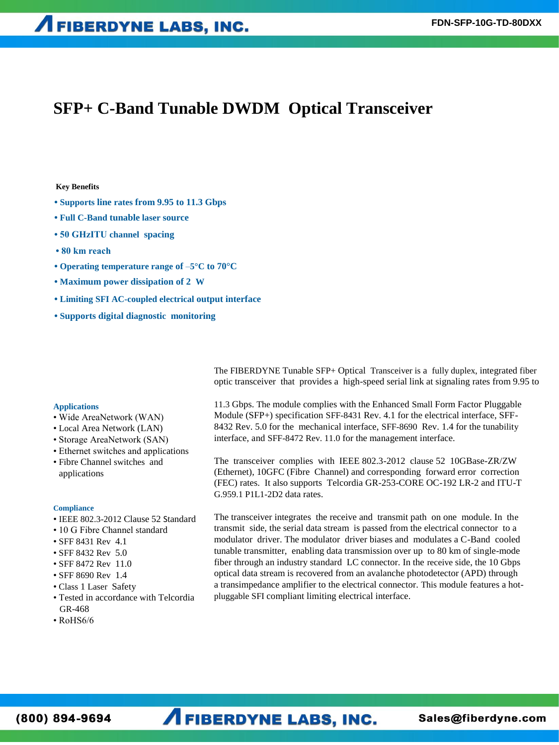# SFP+ C-Band Tunable DWDM Optical Transceiver

**Key Benefits**

- **Supports line rates from 9.95 to 11.3 Gbps**
- **Full C-Band tunable laser source**
- **50 GHzITU channel spacing**
- **80 km reach**
- **Operating temperature range of –5°C to 70°C**
- **Maximum power dissipation of 2 W**
- **Limiting SFI AC-coupled electrical output interface**
- **Supports digital diagnostic monitoring**

The FIBERDYNE Tunable SFP+ Optical Transceiver is a fully duplex, integrated fiber optic transceiver that provides a high-speed serial link at signaling rates from 9.95 to 11.3 Gbps. The module complies with the Enhanced Small Form Factor Pluggable Module (SFP+) specification SFF-8431 Rev. 4.1 for the electrical interface, SFF-8432 Rev. 5.0 for the mechanical interface, SFF-8690 Rev. 1.4 for the tunability interface, and SFF-8472 Rev. 11.0 for the management interface.

The transceiver complies with IEEE 802.3-2012 clause 52 10GBase-ZR/ZW (Ethernet), 10GFC (Fibre Channel) and corresponding forward error correction (FEC) rates. It also supports Telcordia GR-253-CORE OC-192 LR-2 and ITU-T G.959.1 P1L1-2D2 data rates.

The transceiver integrates the receive and transmit path on one module. In the transmit side, the serial data stream is passed from the electrical connector to a modulator driver. The modulator driver biases and modulates a C-Band cooled tunable transmitter, enabling data transmission over up to 80 km of single-mode fiber through an industry standard LC connector. In the receive side, the 10 Gbps optical data stream is recovered from an avalanche photodetector (APD) through a transimpedance amplifier to the electrical connector. This module features a hot-pluggable SFI compliant limiting electrical interface.

**Applications**

- Wide AreaNetwork (WAN)
- Local Area Network (LAN)
- Storage AreaNetwork (SAN)
- Ethernet switches and applications
- Fibre Channel switches and applications

**Compliance**

- IEEE 802.3-2012 Clause 52 Standard
- 10 G Fibre Channel standard
- SFF 8431 Rev 4.1
- SFF 8432 Rev 5.0
- SFF 8472 Rev 11.0
- SFF 8690 Rev 1.4
- Class 1 Laser Safety
- Tested in accordance with Telcordia GR-468
- RoHS6/6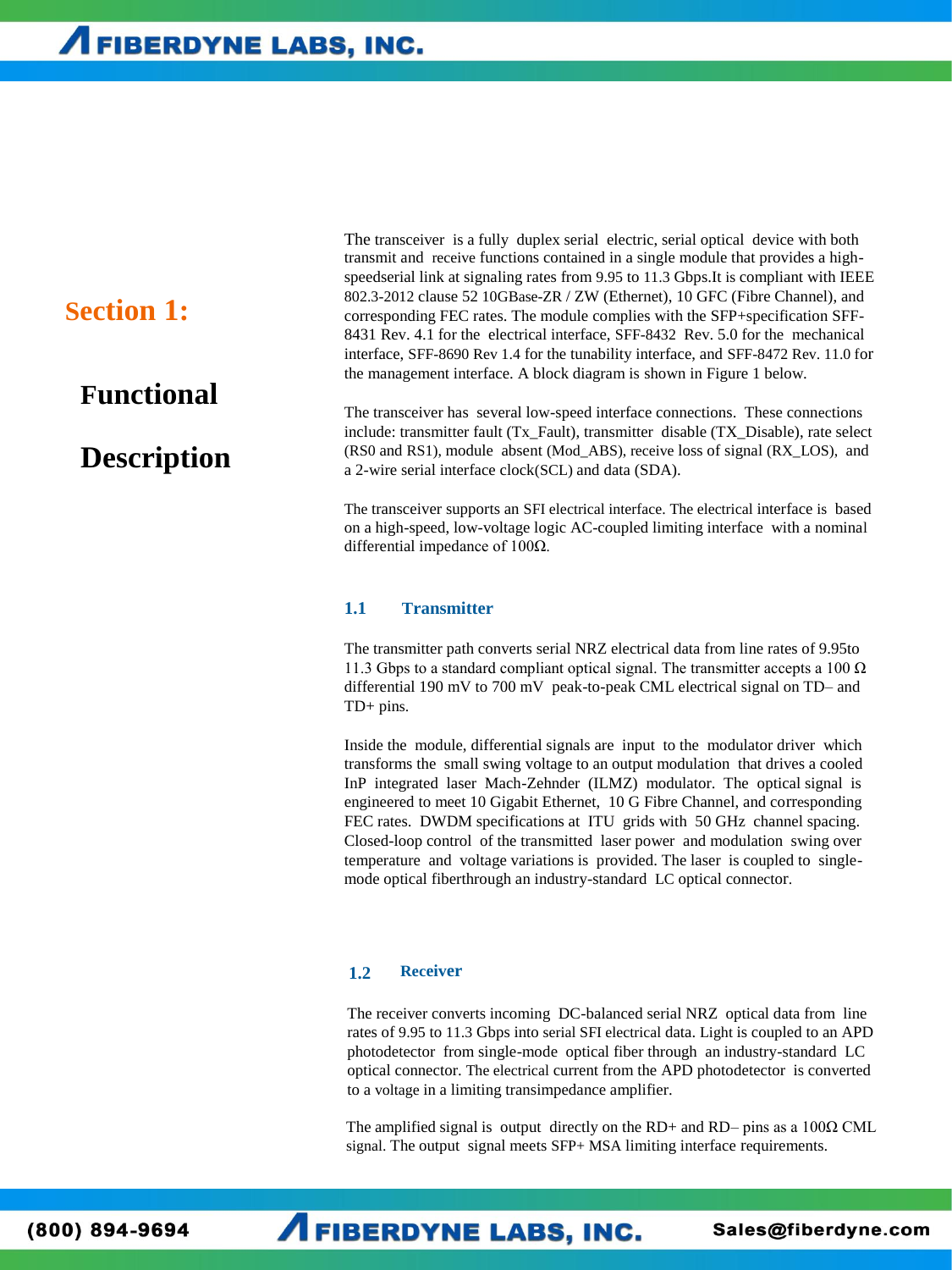# Section 1: Functional Description

The transceiver is a fully duplex serial electric, serial optical device with both transmit and receive functions contained in a single module that provides a high-speedserial link at signaling rates from 9.95 to 11.3 Gbps.It is compliant with IEEE 802.3-2012 clause 52 10GBase-ZR / ZW (Ethernet), 10 GFC (Fibre Channel), and corresponding FEC rates. The module complies with the SFP+specification SFF-8431 Rev. 4.1 for the electrical interface, SFF-8432 Rev. 5.0 for the mechanical interface, SFF-8690 Rev 1.4 for the tunability interface, and SFF-8472 Rev. 11.0 for the management interface. A block diagram is shown in Figure 1 below.

The transceiver has several low-speed interface connections. These connections include: transmitter fault (Tx_Fault), transmitter disable (TX_Disable), rate select (RS0 and RS1), module absent (Mod_ABS), receive loss of signal (RX_LOS), and a 2-wire serial interface clock(SCL) and data (SDA).

The transceiver supports an SFI electrical interface. The electrical interface is based on a high-speed, low-voltage logic AC-coupled limiting interface with a nominal differential impedance of 100Ω.

## 1.1 Transmitter

The transmitter path converts serial NRZ electrical data from line rates of 9.95to 11.3 Gbps to a standard compliant optical signal. The transmitter accepts a 100 Ω differential 190 mV to 700 mV peak-to-peak CML electrical signal on TD– and TD+ pins.

Inside the module, differential signals are input to the modulator driver which transforms the small swing voltage to an output modulation that drives a cooled InP integrated laser Mach-Zehnder (ILMZ) modulator. The optical signal is engineered to meet 10 Gigabit Ethernet, 10 G Fibre Channel, and corresponding FEC rates. DWDM specifications at ITU grids with 50 GHz channel spacing. Closed-loop control of the transmitted laser power and modulation swing over temperature and voltage variations is provided. The laser is coupled to single-mode optical fiberthrough an industry-standard LC optical connector.

## 1.2 Receiver

The receiver converts incoming DC-balanced serial NRZ optical data from line rates of 9.95 to 11.3 Gbps into serial SFI electrical data. Light is coupled to an APD photodetector from single-mode optical fiber through an industry-standard LC optical connector. The electrical current from the APD photodetector is converted to a voltage in a limiting transimpedance amplifier.

The amplified signal is output directly on the RD+ and RD– pins as a 100Ω CML signal. The output signal meets SFP+ MSA limiting interface requirements.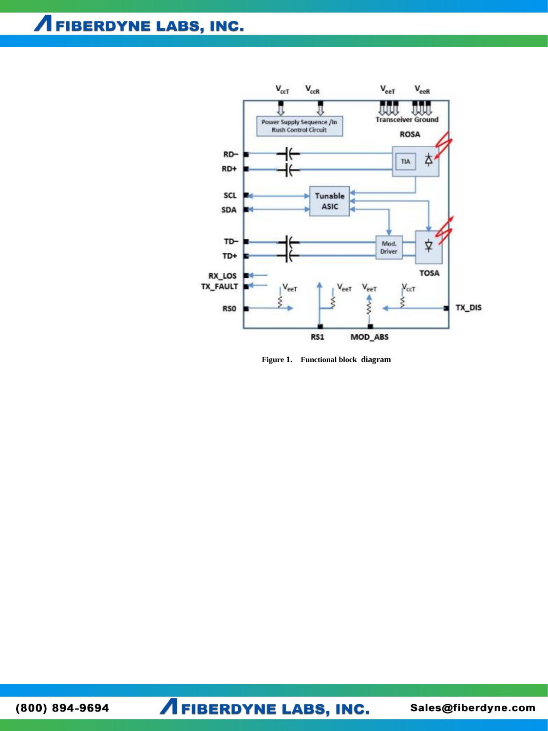Figure 1.    Functional block diagram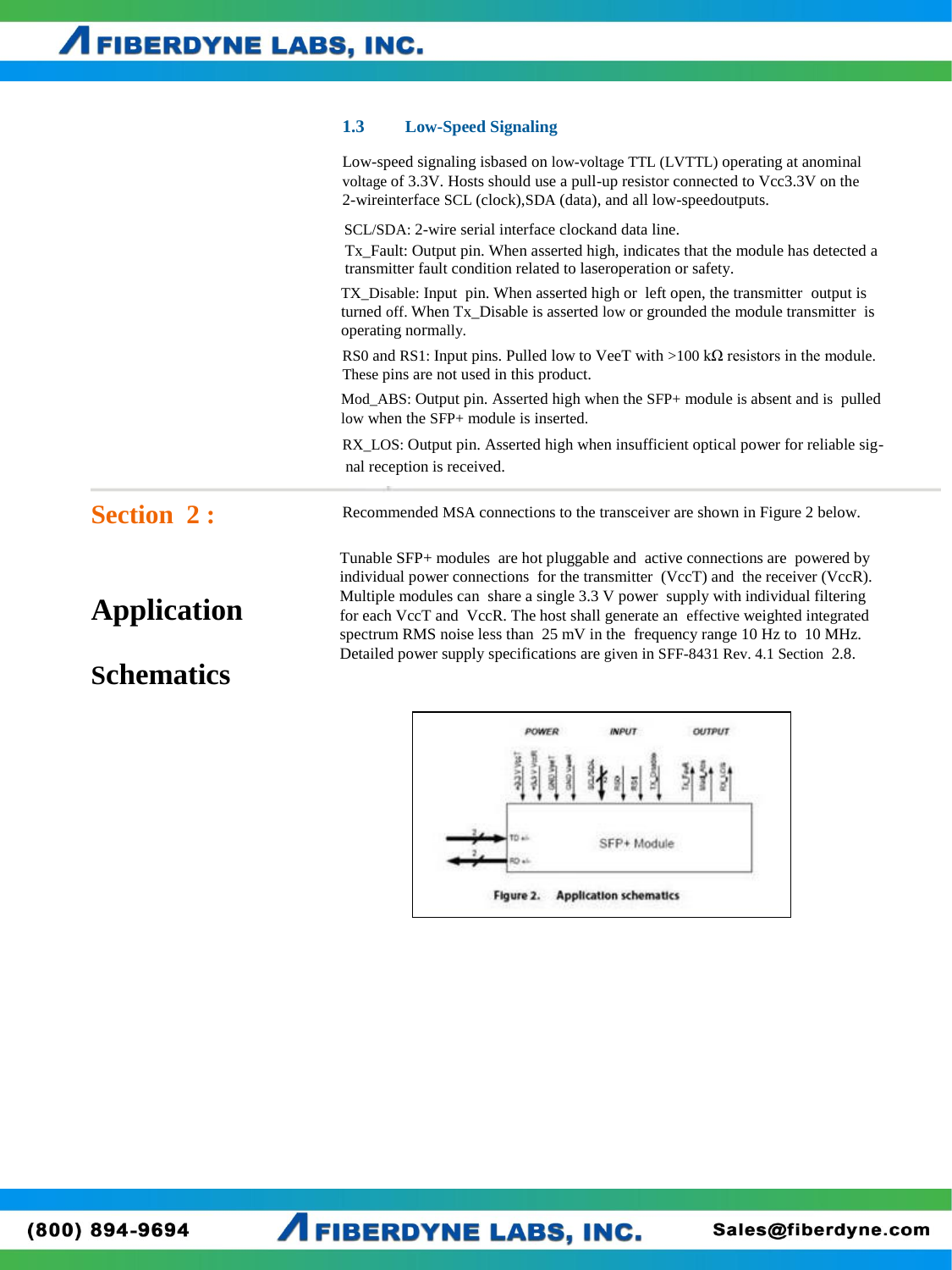## 1.3 Low-Speed Signaling

Low-speed signaling isbased on low-voltage TTL (LVTTL) operating at anominal voltage of 3.3V. Hosts should use a pull-up resistor connected to Vcc3.3V on the 2-wireinterface SCL (clock),SDA (data), and all low-speedoutputs.

SCL/SDA: 2-wire serial interface clockand data line.

Tx_Fault: Output pin. When asserted high, indicates that the module has detected a transmitter fault condition related to laseroperation or safety.

TX_Disable: Input pin. When asserted high or left open, the transmitter output is turned off. When Tx_Disable is asserted low or grounded the module transmitter is operating normally.

RS0 and RS1: Input pins. Pulled low to VeeT with >100 kΩ resistors in the module. These pins are not used in this product.

Mod_ABS: Output pin. Asserted high when the SFP+ module is absent and is pulled low when the SFP+ module is inserted.

RX_LOS: Output pin. Asserted high when insufficient optical power for reliable signal reception is received.

# Section 2 :

# Application Schematics

Recommended MSA connections to the transceiver are shown in Figure 2 below.

Tunable SFP+ modules are hot pluggable and active connections are powered by individual power connections for the transmitter (VccT) and the receiver (VccR). Multiple modules can share a single 3.3 V power supply with individual filtering for each VccT and VccR. The host shall generate an effective weighted integrated spectrum RMS noise less than 25 mV in the frequency range 10 Hz to 10 MHz. Detailed power supply specifications are given in SFF-8431 Rev. 4.1 Section 2.8.

Figure 2. Application schematics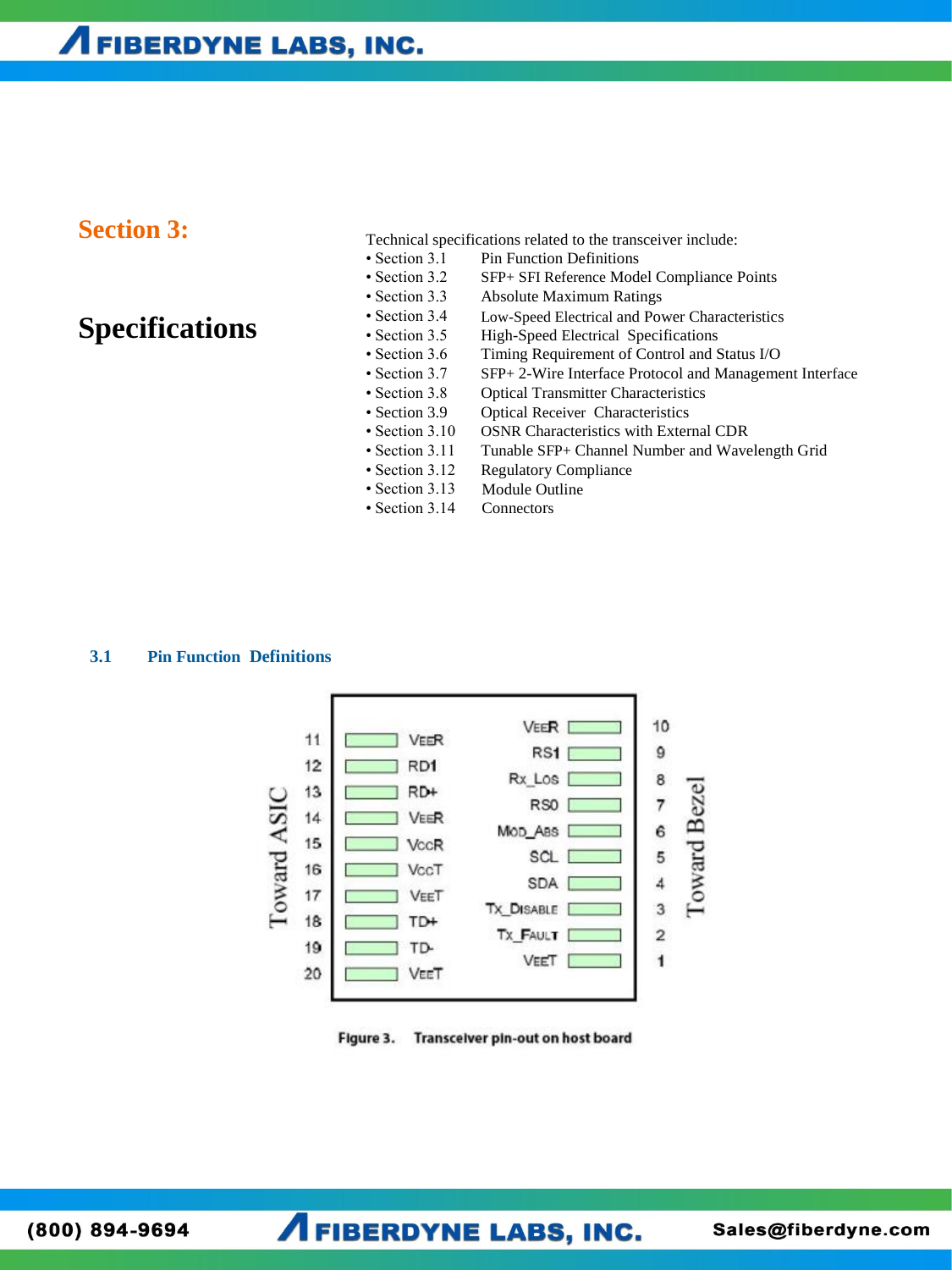# Section 3:

# Specifications

Technical specifications related to the transceiver include:

- Section 3.1 Pin Function Definitions
- Section 3.2 SFP+ SFI Reference Model Compliance Points
- Section 3.3 Absolute Maximum Ratings
- Section 3.4 Low-Speed Electrical and Power Characteristics
- Section 3.5 High-Speed Electrical Specifications
- Section 3.6 Timing Requirement of Control and Status I/O
- Section 3.7 SFP+ 2-Wire Interface Protocol and Management Interface
- Section 3.8 Optical Transmitter Characteristics
- Section 3.9 Optical Receiver Characteristics
- Section 3.10 OSNR Characteristics with External CDR
- Section 3.11 Tunable SFP+ Channel Number and Wavelength Grid
- Section 3.12 Regulatory Compliance
- Section 3.13 Module Outline
- Section 3.14 Connectors

## 3.1 Pin Function Definitions

| Pin | Signal (Toward ASIC) | Signal (Toward Bezel) | Pin |
|---|---|---|---|
| 11 | VEER | VEER | 10 |
| 12 | RD1 | RS1 | 9 |
| 13 | RD+ | Rx_Los | 8 |
| 14 | VEER | RS0 | 7 |
| 15 | VCCR | MOD_ABS | 6 |
| 16 | VCCT | SCL | 5 |
| 17 | VEET | SDA | 4 |
| 18 | TD+ | Tx_DISABLE | 3 |
| 19 | TD- | Tx_FAULT | 2 |
| 20 | VEET | VEET | 1 |

Figure 3. Transceiver pin-out on host board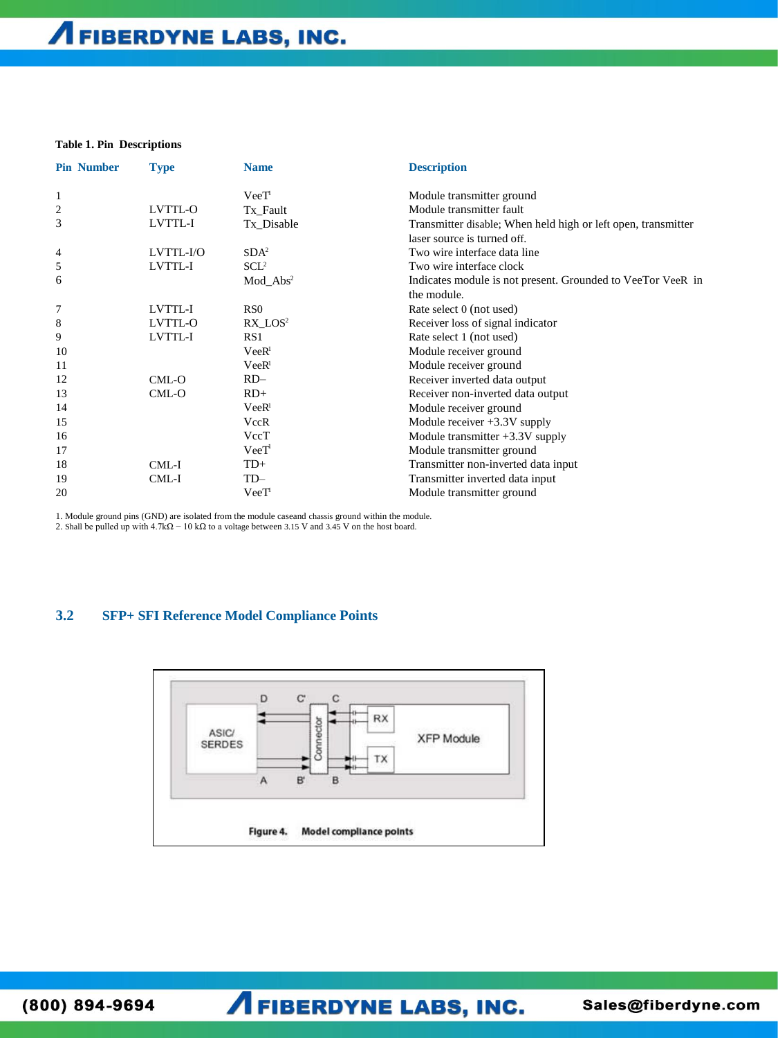**Table 1. Pin Descriptions**

| Pin Number | Type | Name | Description |
|---|---|---|---|
| 1 | | VeeT[1] | Module transmitter ground |
| 2 | LVTTL-O | Tx_Fault | Module transmitter fault |
| 3 | LVTTL-I | Tx_Disable | Transmitter disable; When held high or left open, transmitter laser source is turned off. |
| 4 | LVTTL-I/O | SDA[2] | Two wire interface data line |
| 5 | LVTTL-I | SCL[2] | Two wire interface clock |
| 6 | | Mod_Abs[2] | Indicates module is not present. Grounded to VeeTor VeeR in the module. |
| 7 | LVTTL-I | RS0 | Rate select 0 (not used) |
| 8 | LVTTL-O | RX_LOS[2] | Receiver loss of signal indicator |
| 9 | LVTTL-I | RS1 | Rate select 1 (not used) |
| 10 | | VeeR[1] | Module receiver ground |
| 11 | | VeeR[1] | Module receiver ground |
| 12 | CML-O | RD– | Receiver inverted data output |
| 13 | CML-O | RD+ | Receiver non-inverted data output |
| 14 | | VeeR[1] | Module receiver ground |
| 15 | | VccR | Module receiver +3.3V supply |
| 16 | | VccT | Module transmitter +3.3V supply |
| 17 | | VeeT[1] | Module transmitter ground |
| 18 | CML-I | TD+ | Transmitter non-inverted data input |
| 19 | CML-I | TD– | Transmitter inverted data input |
| 20 | | VeeT[1] | Module transmitter ground |

1. Module ground pins (GND) are isolated from the module caseand chassis ground within the module.
2. Shall be pulled up with 4.7kΩ − 10 kΩ to a voltage between 3.15 V and 3.45 V on the host board.

## 3.2 SFP+ SFI Reference Model Compliance Points

**Figure 4.** Model compliance points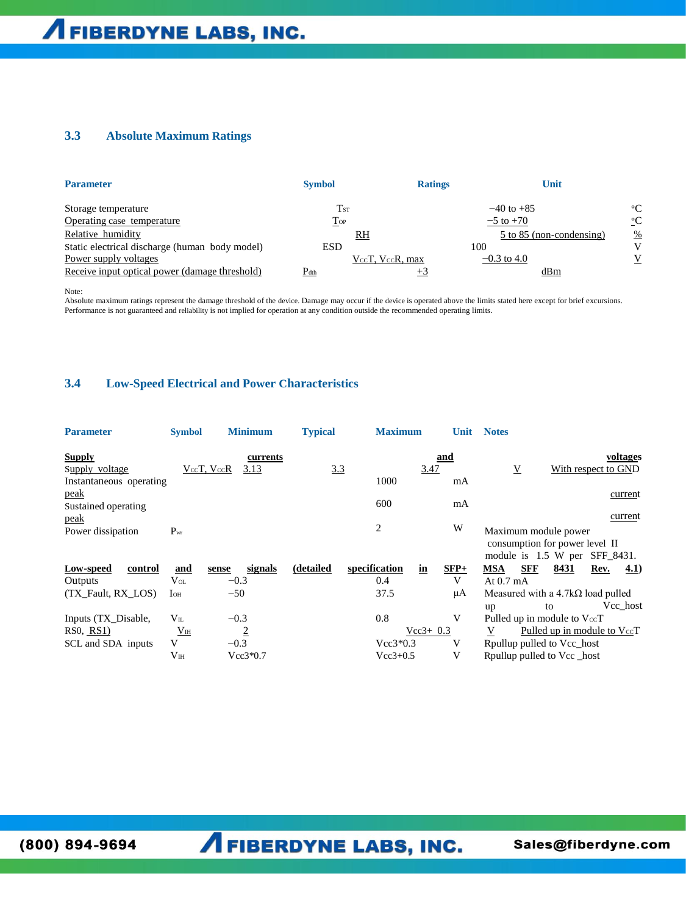## 3.3 Absolute Maximum Ratings

| Parameter | Symbol | Ratings | Unit |
|---|---|---|---|
| Storage temperature | $T_{ST}$ | −40 to +85 | °C |
| Operating case temperature | $T_{OP}$ | −5 to +70 | °C |
| Relative humidity | RH | 5 to 85 (non-condensing) | % |
| Static electrical discharge (human body model) | ESD | 100 | V |
| Power supply voltages | $V_{CC}T$, $V_{CC}R$, max | −0.3 to 4.0 | V |
| Receive input optical power (damage threshold) | $P_{dth}$ | +3 | dBm |

Note:
Absolute maximum ratings represent the damage threshold of the device. Damage may occur if the device is operated above the limits stated here except for brief excursions. Performance is not guaranteed and reliability is not implied for operation at any condition outside the recommended operating limits.

## 3.4 Low-Speed Electrical and Power Characteristics

| Parameter | Symbol | Minimum | Typical | Maximum | Unit | Notes |
|---|---|---|---|---|---|---|
| **Supply currents and voltages** | | | | | | |
| Supply voltage | $V_{CC}T$, $V_{CC}R$ | 3.13 | 3.3 | 3.47 | V | With respect to GND |
| Instantaneous operating peak current | | | | 1000 | mA | |
| Sustained operating peak current | | | | 600 | mA | |
| Power dissipation | $P_{wr}$ | | | 2 | W | Maximum module power consumption for power level II module is 1.5 W per SFF_8431. |
| **Low-speed control and sense signals (detailed specification in SFP+ MSA SFF 8431 Rev. 4.1)** | | | | | | |
| Outputs (TX_Fault, RX_LOS) | $V_{OL}$ | −0.3 | | 0.4 | V | At 0.7 mA |
| | $I_{OH}$ | −50 | | 37.5 | µA | Measured with a 4.7kΩ load pulled up to Vcc_host |
| Inputs (TX_Disable, RS0, RS1) | $V_{IL}$ | −0.3 | | 0.8 | V | Pulled up in module to $V_{CC}T$ |
| | $V_{IH}$ | 2 | | Vcc3+ 0.3 | V | Pulled up in module to $V_{CC}T$ |
| SCL and SDA inputs | V | −0.3 | | Vcc3*0.3 | V | Rpullup pulled to Vcc_host |
| | $V_{IH}$ | Vcc3*0.7 | | Vcc3+0.5 | V | Rpullup pulled to Vcc _host |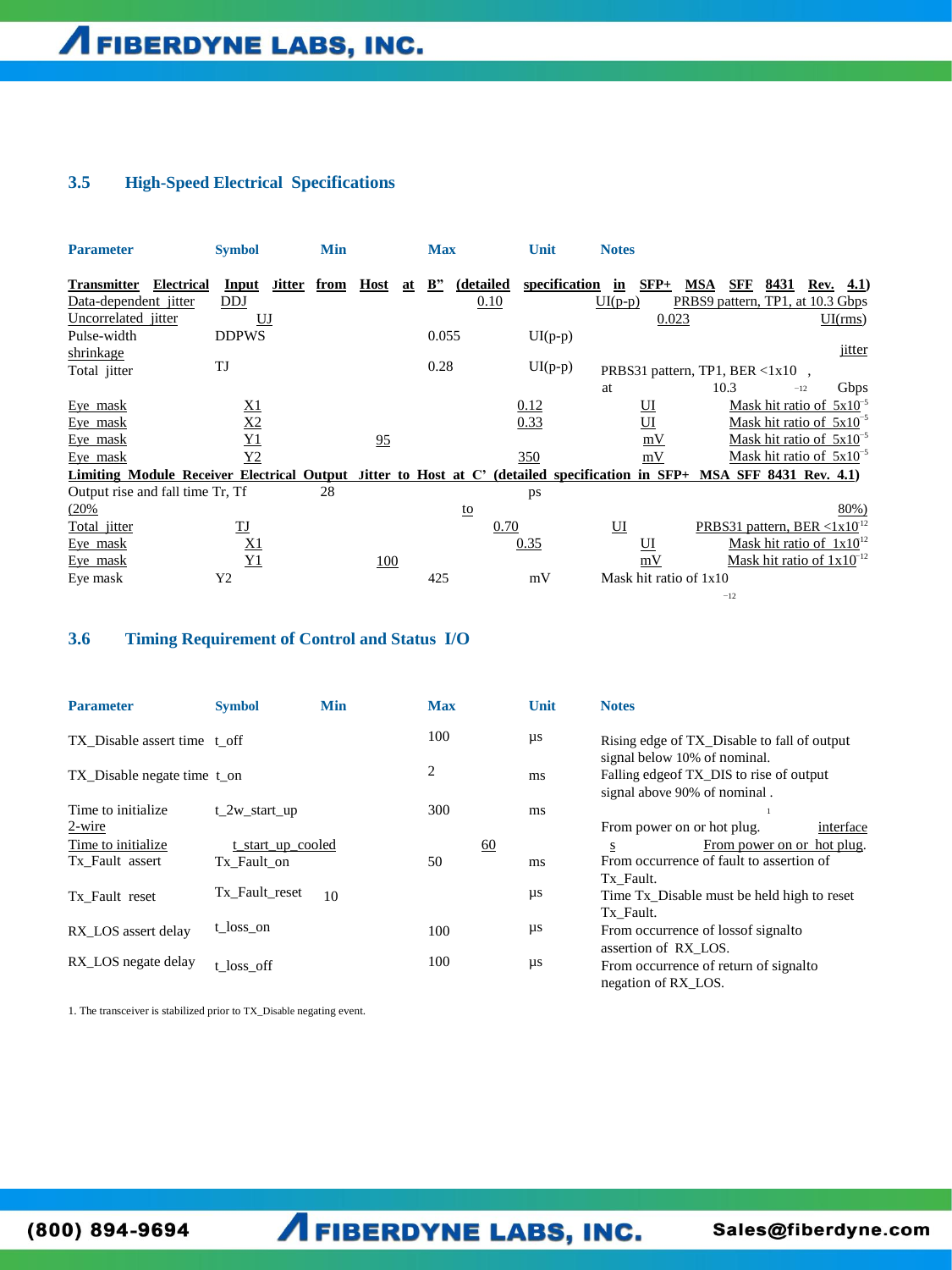## 3.5 High-Speed Electrical Specifications

| Parameter | Symbol | Min | Max | Unit | Notes |
|---|---|---|---|---|---|
| **Transmitter Electrical Input Jitter from Host at B" (detailed specification in SFP+ MSA SFF 8431 Rev. 4.1)** | | | | | |
| Data-dependent jitter | DDJ | | 0.10 | UI(p-p) | PRBS9 pattern, TP1, at 10.3 Gbps |
| Uncorrelated jitter | UJ | | 0.023 | UI(rms) | |
| Pulse-width shrinkage jitter | DDPWS | | 0.055 | UI(p-p) | |
| Total jitter | TJ | | 0.28 | UI(p-p) | PRBS31 pattern, TP1, BER $<1x10^{-12}$, at 10.3 Gbps |
| Eye mask | X1 | | 0.12 | UI | Mask hit ratio of $5x10^{-5}$ |
| Eye mask | X2 | | 0.33 | UI | Mask hit ratio of $5x10^{-5}$ |
| Eye mask | Y1 | 95 | | mV | Mask hit ratio of $5x10^{-5}$ |
| Eye mask | Y2 | | 350 | mV | Mask hit ratio of $5x10^{-5}$ |
| **Limiting Module Receiver Electrical Output Jitter to Host at C' (detailed specification in SFP+ MSA SFF 8431 Rev. 4.1)** | | | | | |
| Output rise and fall time Tr, Tf | | 28 | | ps | (20% to 80%) |
| Total jitter | TJ | | 0.70 | UI | PRBS31 pattern, BER $<1x10^{-12}$ |
| Eye mask | X1 | | 0.35 | UI | Mask hit ratio of $1x10^{-12}$ |
| Eye mask | Y1 | 100 | | mV | Mask hit ratio of $1x10^{-12}$ |
| Eye mask | Y2 | | 425 | mV | Mask hit ratio of $1x10^{-12}$ |

## 3.6 Timing Requirement of Control and Status I/O

| Parameter | Symbol | Min | Max | Unit | Notes |
|---|---|---|---|---|---|
| TX_Disable assert time | t_off | | 100 | µs | Rising edge of TX_Disable to fall of output signal below 10% of nominal. |
| TX_Disable negate time | t_on | | 2 | ms | Falling edgeof TX_DIS to rise of output signal above 90% of nominal .[1] |
| Time to initialize 2-wire interface | t_2w_start_up | | 300 | ms | From power on or hot plug. |
| Time to initialize | t_start_up_cooled | | 60 | s | From power on or hot plug. |
| Tx_Fault assert | Tx_Fault_on | | 50 | ms | From occurrence of fault to assertion of Tx_Fault. |
| Tx_Fault reset | Tx_Fault_reset | 10 | | µs | Time Tx_Disable must be held high to reset Tx_Fault. |
| RX_LOS assert delay | t_loss_on | | 100 | µs | From occurrence of lossof signalto assertion of RX_LOS. |
| RX_LOS negate delay | t_loss_off | | 100 | µs | From occurrence of return of signalto negation of RX_LOS. |

1. The transceiver is stabilized prior to TX_Disable negating event.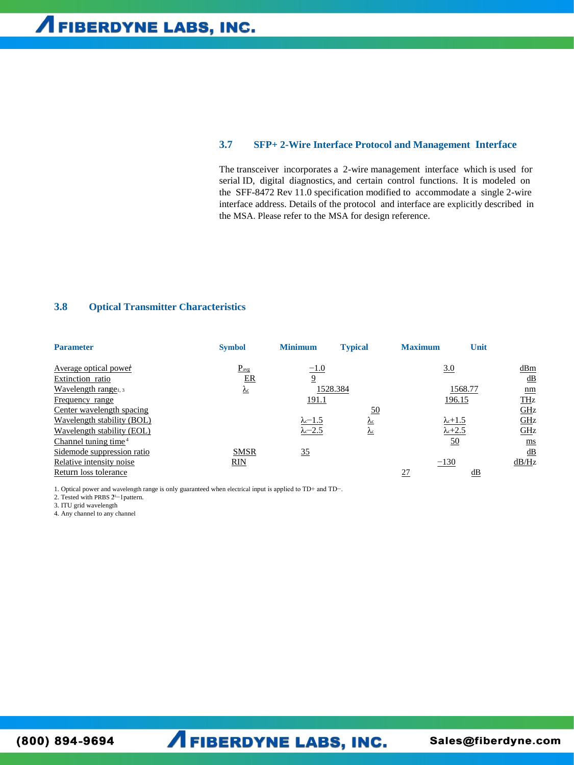### 3.7 SFP+ 2-Wire Interface Protocol and Management Interface

The transceiver incorporates a 2-wire management interface which is used for serial ID, digital diagnostics, and certain control functions. It is modeled on the SFF-8472 Rev 11.0 specification modified to accommodate a single 2-wire interface address. Details of the protocol and interface are explicitly described in the MSA. Please refer to the MSA for design reference.

## 3.8 Optical Transmitter Characteristics

| Parameter | Symbol | Minimum | Typical | Maximum | Unit |
|---|---|---|---|---|---|
| Average optical power[1] | $P_{avg}$ | −1.0 | | 3.0 | dBm |
| Extinction ratio | ER | 9 | | | dB |
| Wavelength range[1, 3] | $\lambda_c$ | 1528.384 | | 1568.77 | nm |
| Frequency range | | 191.1 | | 196.15 | THz |
| Center wavelength spacing | | | 50 | | GHz |
| Wavelength stability (BOL) | | $\lambda_c-1.5$ | $\lambda_c$ | $\lambda_c+1.5$ | GHz |
| Wavelength stability (EOL) | | $\lambda_c-2.5$ | $\lambda_c$ | $\lambda_c+2.5$ | GHz |
| Channel tuning time[4] | | | | 50 | ms |
| Sidemode suppression ratio | SMSR | 35 | | | dB |
| Relative intensity noise | RIN | | | −130 | dB/Hz |
| Return loss tolerance | | | | 27 | dB |

1. Optical power and wavelength range is only guaranteed when electrical input is applied to TD+ and TD−.
2. Tested with PRBS $2^{31}-1$ pattern.
3. ITU grid wavelength
4. Any channel to any channel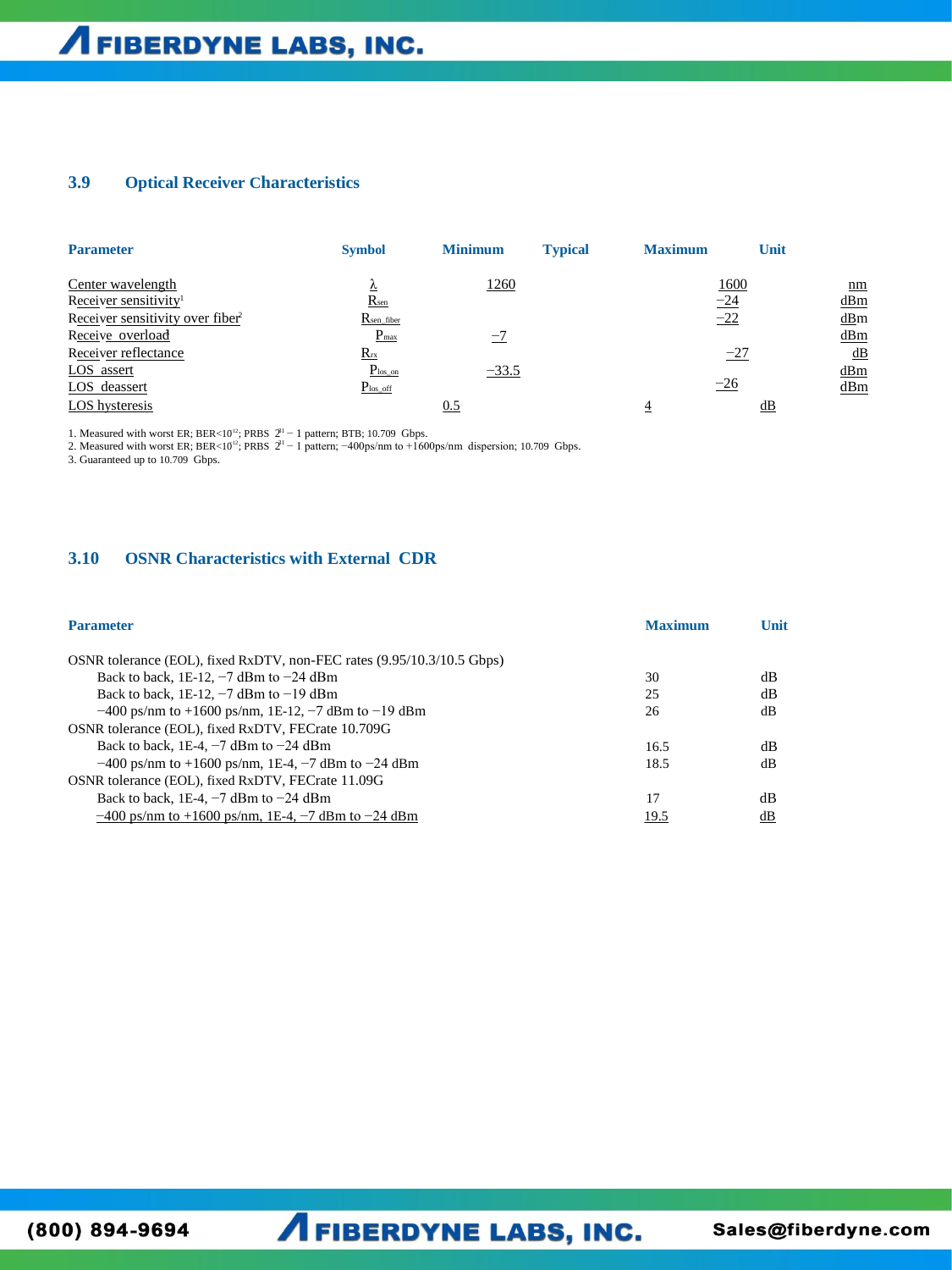### 3.9 Optical Receiver Characteristics

| Parameter | Symbol | Minimum | Typical | Maximum | Unit |
|---|---|---|---|---|---|
| Center wavelength | $\lambda$ | 1260 | | 1600 | nm |
| Receiver sensitivity[1] | $R_{sen}$ | | | −24 | dBm |
| Receiver sensitivity over fiber[2] | $R_{sen\_fiber}$ | | | −22 | dBm |
| Receive overload | $P_{max}$ | −7 | | | dBm |
| Receiver reflectance | $R_{rx}$ | | | −27 | dB |
| LOS assert | $P_{los\_on}$ | −33.5 | | | dBm |
| LOS deassert | $P_{los\_off}$ | | | −26 | dBm |
| LOS hysteresis | | 0.5 | | 4 | dB |

1. Measured with worst ER; BER<$10^{12}$; PRBS $2^{31}-1$ pattern; BTB; 10.709 Gbps.
2. Measured with worst ER; BER<$10^{12}$; PRBS $2^{31}-1$ pattern; −400ps/nm to +1600ps/nm dispersion; 10.709 Gbps.
3. Guaranteed up to 10.709 Gbps.

### 3.10 OSNR Characteristics with External CDR

| Parameter | Maximum | Unit |
|---|---|---|
| OSNR tolerance (EOL), fixed RxDTV, non-FEC rates (9.95/10.3/10.5 Gbps) | | |
| Back to back, 1E-12, −7 dBm to −24 dBm | 30 | dB |
| Back to back, 1E-12, −7 dBm to −19 dBm | 25 | dB |
| −400 ps/nm to +1600 ps/nm, 1E-12, −7 dBm to −19 dBm | 26 | dB |
| OSNR tolerance (EOL), fixed RxDTV, FECrate 10.709G | | |
| Back to back, 1E-4, −7 dBm to −24 dBm | 16.5 | dB |
| −400 ps/nm to +1600 ps/nm, 1E-4, −7 dBm to −24 dBm | 18.5 | dB |
| OSNR tolerance (EOL), fixed RxDTV, FECrate 11.09G | | |
| Back to back, 1E-4, −7 dBm to −24 dBm | 17 | dB |
| −400 ps/nm to +1600 ps/nm, 1E-4, −7 dBm to −24 dBm | 19.5 | dB |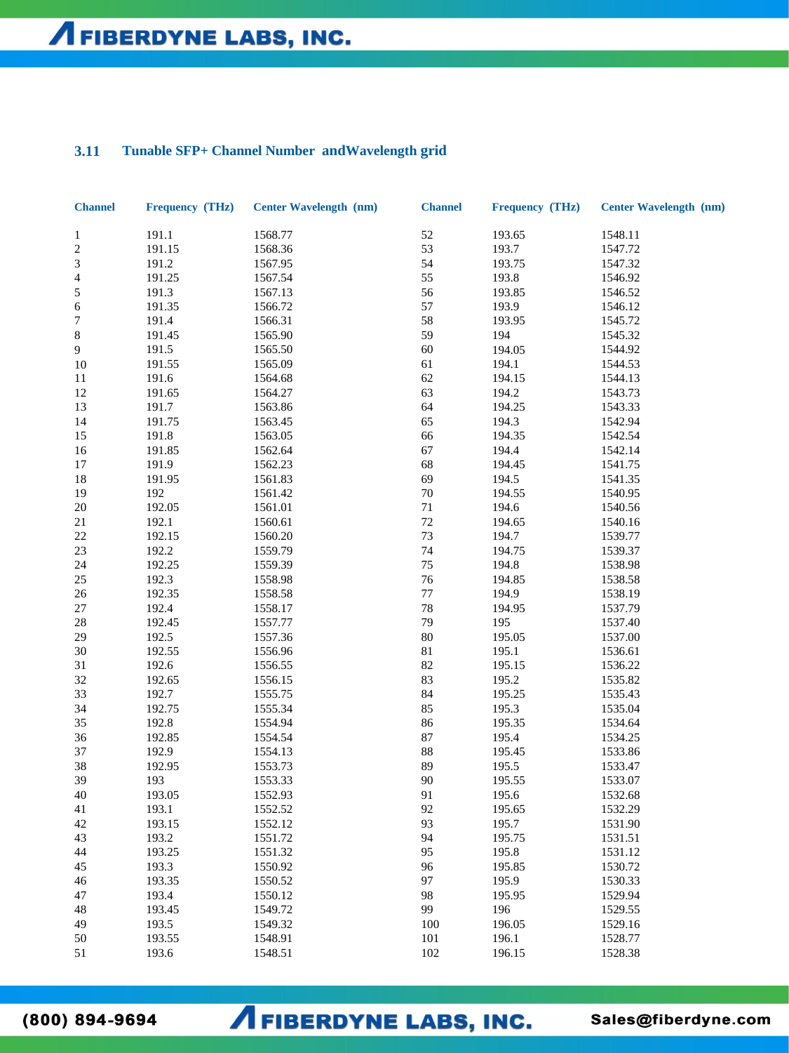### 3.11 Tunable SFP+ Channel Number andWavelength grid

| Channel | Frequency (THz) | Center Wavelength (nm) | Channel | Frequency (THz) | Center Wavelength (nm) |
|---|---|---|---|---|---|
| 1 | 191.1 | 1568.77 | 52 | 193.65 | 1548.11 |
| 2 | 191.15 | 1568.36 | 53 | 193.7 | 1547.72 |
| 3 | 191.2 | 1567.95 | 54 | 193.75 | 1547.32 |
| 4 | 191.25 | 1567.54 | 55 | 193.8 | 1546.92 |
| 5 | 191.3 | 1567.13 | 56 | 193.85 | 1546.52 |
| 6 | 191.35 | 1566.72 | 57 | 193.9 | 1546.12 |
| 7 | 191.4 | 1566.31 | 58 | 193.95 | 1545.72 |
| 8 | 191.45 | 1565.90 | 59 | 194 | 1545.32 |
| 9 | 191.5 | 1565.50 | 60 | 194.05 | 1544.92 |
| 10 | 191.55 | 1565.09 | 61 | 194.1 | 1544.53 |
| 11 | 191.6 | 1564.68 | 62 | 194.15 | 1544.13 |
| 12 | 191.65 | 1564.27 | 63 | 194.2 | 1543.73 |
| 13 | 191.7 | 1563.86 | 64 | 194.25 | 1543.33 |
| 14 | 191.75 | 1563.45 | 65 | 194.3 | 1542.94 |
| 15 | 191.8 | 1563.05 | 66 | 194.35 | 1542.54 |
| 16 | 191.85 | 1562.64 | 67 | 194.4 | 1542.14 |
| 17 | 191.9 | 1562.23 | 68 | 194.45 | 1541.75 |
| 18 | 191.95 | 1561.83 | 69 | 194.5 | 1541.35 |
| 19 | 192 | 1561.42 | 70 | 194.55 | 1540.95 |
| 20 | 192.05 | 1561.01 | 71 | 194.6 | 1540.56 |
| 21 | 192.1 | 1560.61 | 72 | 194.65 | 1540.16 |
| 22 | 192.15 | 1560.20 | 73 | 194.7 | 1539.77 |
| 23 | 192.2 | 1559.79 | 74 | 194.75 | 1539.37 |
| 24 | 192.25 | 1559.39 | 75 | 194.8 | 1538.98 |
| 25 | 192.3 | 1558.98 | 76 | 194.85 | 1538.58 |
| 26 | 192.35 | 1558.58 | 77 | 194.9 | 1538.19 |
| 27 | 192.4 | 1558.17 | 78 | 194.95 | 1537.79 |
| 28 | 192.45 | 1557.77 | 79 | 195 | 1537.40 |
| 29 | 192.5 | 1557.36 | 80 | 195.05 | 1537.00 |
| 30 | 192.55 | 1556.96 | 81 | 195.1 | 1536.61 |
| 31 | 192.6 | 1556.55 | 82 | 195.15 | 1536.22 |
| 32 | 192.65 | 1556.15 | 83 | 195.2 | 1535.82 |
| 33 | 192.7 | 1555.75 | 84 | 195.25 | 1535.43 |
| 34 | 192.75 | 1555.34 | 85 | 195.3 | 1535.04 |
| 35 | 192.8 | 1554.94 | 86 | 195.35 | 1534.64 |
| 36 | 192.85 | 1554.54 | 87 | 195.4 | 1534.25 |
| 37 | 192.9 | 1554.13 | 88 | 195.45 | 1533.86 |
| 38 | 192.95 | 1553.73 | 89 | 195.5 | 1533.47 |
| 39 | 193 | 1553.33 | 90 | 195.55 | 1533.07 |
| 40 | 193.05 | 1552.93 | 91 | 195.6 | 1532.68 |
| 41 | 193.1 | 1552.52 | 92 | 195.65 | 1532.29 |
| 42 | 193.15 | 1552.12 | 93 | 195.7 | 1531.90 |
| 43 | 193.2 | 1551.72 | 94 | 195.75 | 1531.51 |
| 44 | 193.25 | 1551.32 | 95 | 195.8 | 1531.12 |
| 45 | 193.3 | 1550.92 | 96 | 195.85 | 1530.72 |
| 46 | 193.35 | 1550.52 | 97 | 195.9 | 1530.33 |
| 47 | 193.4 | 1550.12 | 98 | 195.95 | 1529.94 |
| 48 | 193.45 | 1549.72 | 99 | 196 | 1529.55 |
| 49 | 193.5 | 1549.32 | 100 | 196.05 | 1529.16 |
| 50 | 193.55 | 1548.91 | 101 | 196.1 | 1528.77 |
| 51 | 193.6 | 1548.51 | 102 | 196.15 | 1528.38 |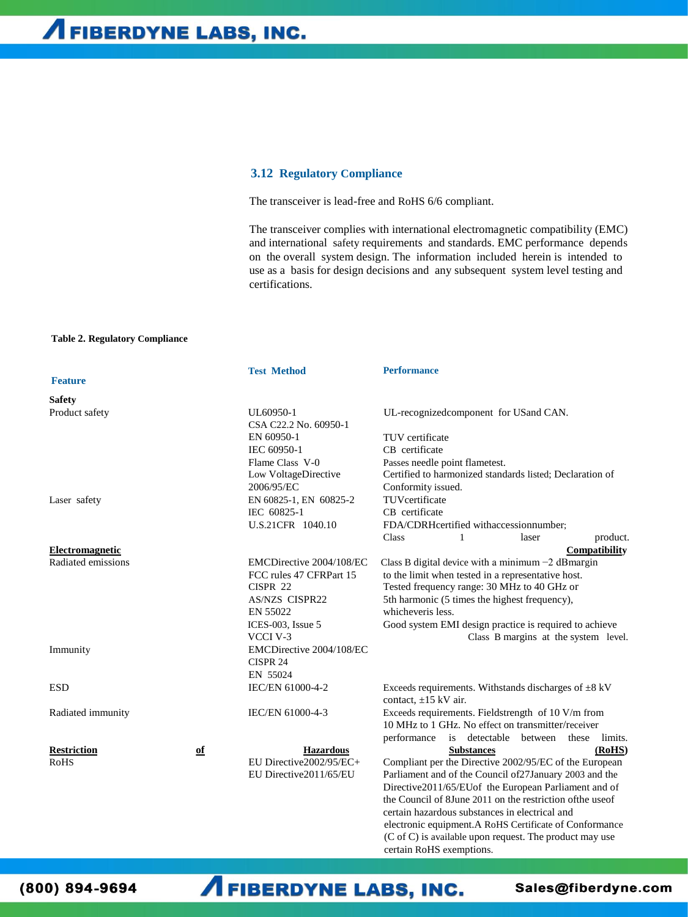### 3.12 Regulatory Compliance

The transceiver is lead-free and RoHS 6/6 compliant.

The transceiver complies with international electromagnetic compatibility (EMC) and international safety requirements and standards. EMC performance depends on the overall system design. The information included herein is intended to use as a basis for design decisions and any subsequent system level testing and certifications.

**Table 2. Regulatory Compliance**

| Feature | Test Method | Performance |
|---|---|---|
| **Safety** | | |
| Product safety | UL60950-1<br>CSA C22.2 No. 60950-1<br>EN 60950-1<br>IEC 60950-1<br>Flame Class V-0<br>Low VoltageDirective 2006/95/EC | UL-recognizedcomponent for USand CAN.<br><br>TUV certificate<br>CB certificate<br>Passes needle point flametest.<br>Certified to harmonized standards listed; Declaration of Conformity issued. |
| Laser safety | EN 60825-1, EN 60825-2<br>IEC 60825-1<br>U.S.21CFR 1040.10 | TUVcertificate<br>CB certificate<br>FDA/CDRHcertified withaccessionnumber; Class 1 laser product. |
| **Electromagnetic Compatibility** | | |
| Radiated emissions | EMCDirective 2004/108/EC<br>FCC rules 47 CFRPart 15<br>CISPR 22<br>AS/NZS CISPR22<br>EN 55022<br>ICES-003, Issue 5<br>VCCI V-3 | Class B digital device with a minimum −2 dBmargin to the limit when tested in a representative host.<br>Tested frequency range: 30 MHz to 40 GHz or 5th harmonic (5 times the highest frequency), whicheveris less.<br>Good system EMI design practice is required to achieve Class B margins at the system level. |
| Immunity | EMCDirective 2004/108/EC<br>CISPR 24<br>EN 55024 | |
| ESD | IEC/EN 61000-4-2 | Exceeds requirements. Withstands discharges of ±8 kV contact, ±15 kV air. |
| Radiated immunity | IEC/EN 61000-4-3 | Exceeds requirements. Fieldstrength of 10 V/m from 10 MHz to 1 GHz. No effect on transmitter/receiver performance is detectable between these limits. |
| **Restriction of Hazardous Substances (RoHS)** | | |
| RoHS | EU Directive2002/95/EC+<br>EU Directive2011/65/EU | Compliant per the Directive 2002/95/EC of the European Parliament and of the Council of27January 2003 and the Directive2011/65/EUof the European Parliament and of the Council of 8June 2011 on the restriction ofthe useof certain hazardous substances in electrical and electronic equipment.A RoHS Certificate of Conformance (C of C) is available upon request. The product may use certain RoHS exemptions. |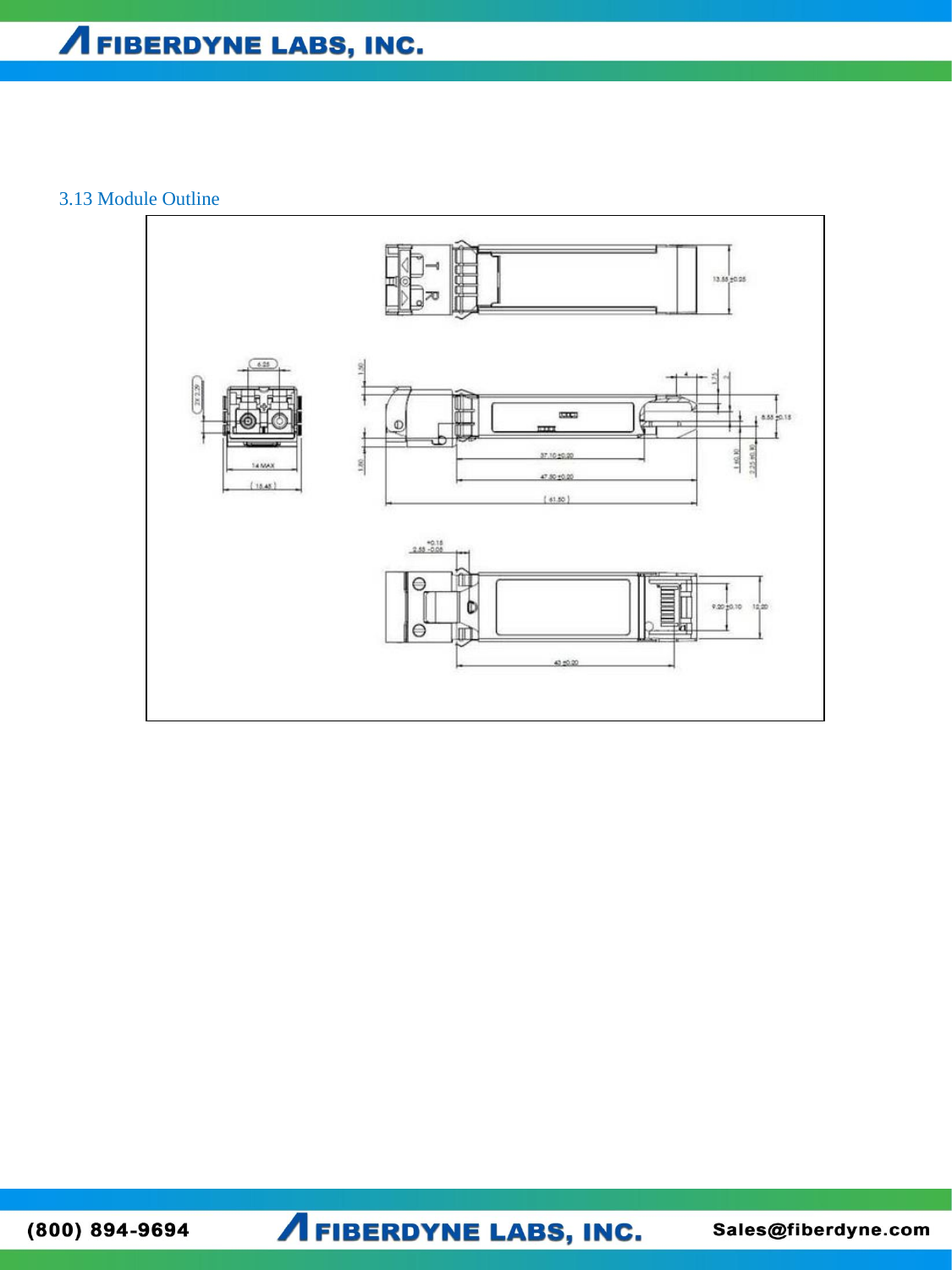### 3.13 Module Outline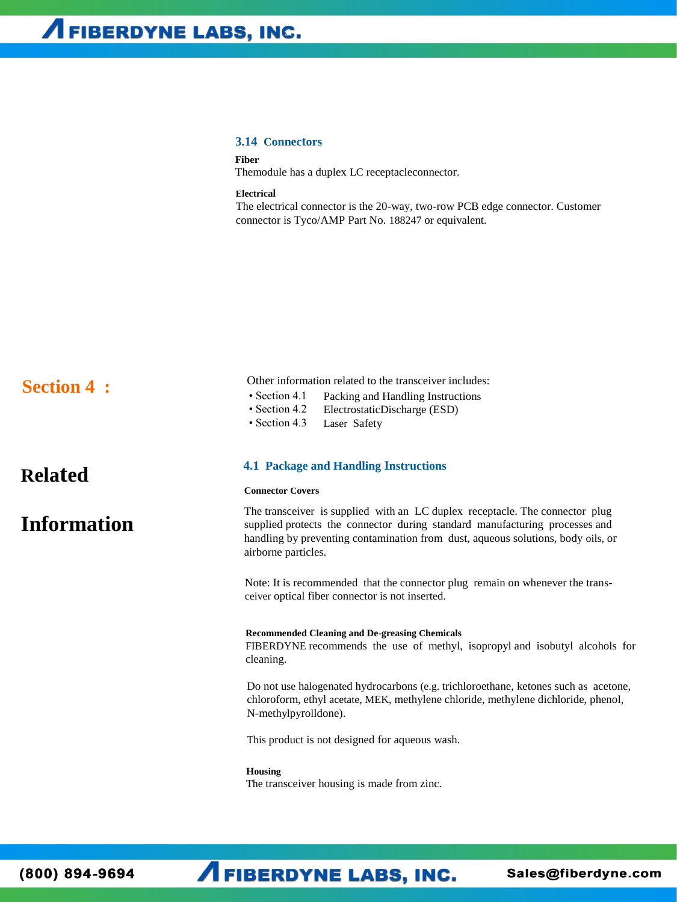### 3.14 Connectors

**Fiber**

Themodule has a duplex LC receptacleconnector.

**Electrical**

The electrical connector is the 20-way, two-row PCB edge connector. Customer connector is Tyco/AMP Part No. 188247 or equivalent.

## Section 4 :

## Related Information

Other information related to the transceiver includes:

- Section 4.1 Packing and Handling Instructions
- Section 4.2 ElectrostaticDischarge (ESD)
- Section 4.3 Laser Safety

### 4.1 Package and Handling Instructions

**Connector Covers**

The transceiver is supplied with an LC duplex receptacle. The connector plug supplied protects the connector during standard manufacturing processes and handling by preventing contamination from dust, aqueous solutions, body oils, or airborne particles.

Note: It is recommended that the connector plug remain on whenever the trans-ceiver optical fiber connector is not inserted.

**Recommended Cleaning and De-greasing Chemicals**

FIBERDYNE recommends the use of methyl, isopropyl and isobutyl alcohols for cleaning.

Do not use halogenated hydrocarbons (e.g. trichloroethane, ketones such as acetone, chloroform, ethyl acetate, MEK, methylene chloride, methylene dichloride, phenol, N-methylpyrolldone).

This product is not designed for aqueous wash.

**Housing**

The transceiver housing is made from zinc.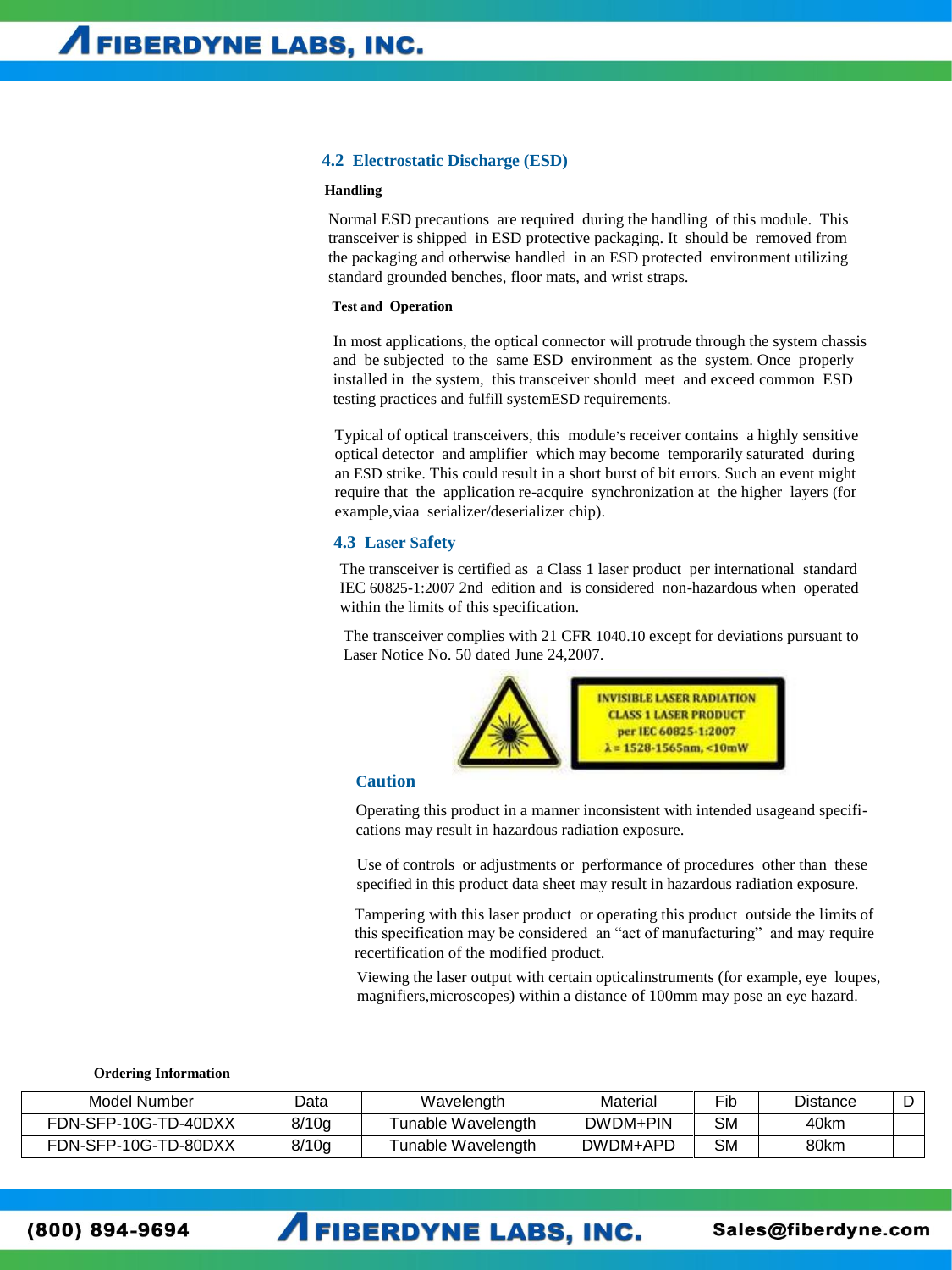### 4.2 Electrostatic Discharge (ESD)

**Handling**

Normal ESD precautions are required during the handling of this module. This transceiver is shipped in ESD protective packaging. It should be removed from the packaging and otherwise handled in an ESD protected environment utilizing standard grounded benches, floor mats, and wrist straps.

**Test and Operation**

In most applications, the optical connector will protrude through the system chassis and be subjected to the same ESD environment as the system. Once properly installed in the system, this transceiver should meet and exceed common ESD testing practices and fulfill systemESD requirements.

Typical of optical transceivers, this module's receiver contains a highly sensitive optical detector and amplifier which may become temporarily saturated during an ESD strike. This could result in a short burst of bit errors. Such an event might require that the application re-acquire synchronization at the higher layers (for example,viaa serializer/deserializer chip).

### 4.3 Laser Safety

The transceiver is certified as a Class 1 laser product per international standard IEC 60825-1:2007 2nd edition and is considered non-hazardous when operated within the limits of this specification.

The transceiver complies with 21 CFR 1040.10 except for deviations pursuant to Laser Notice No. 50 dated June 24,2007.

INVISIBLE LASER RADIATION
CLASS 1 LASER PRODUCT
per IEC 60825-1:2007
λ = 1528-1565nm, <10mW

### Caution

Operating this product in a manner inconsistent with intended usageand specifi-cations may result in hazardous radiation exposure.

Use of controls or adjustments or performance of procedures other than these specified in this product data sheet may result in hazardous radiation exposure.

Tampering with this laser product or operating this product outside the limits of this specification may be considered an "act of manufacturing" and may require recertification of the modified product.

Viewing the laser output with certain opticalinstruments (for example, eye loupes, magnifiers,microscopes) within a distance of 100mm may pose an eye hazard.

**Ordering Information**

| Model Number | Data | Wavelength | Material | Fib | Distance | D |
|---|---|---|---|---|---|---|
| FDN-SFP-10G-TD-40DXX | 8/10g | Tunable Wavelength | DWDM+PIN | SM | 40km | |
| FDN-SFP-10G-TD-80DXX | 8/10g | Tunable Wavelength | DWDM+APD | SM | 80km | |